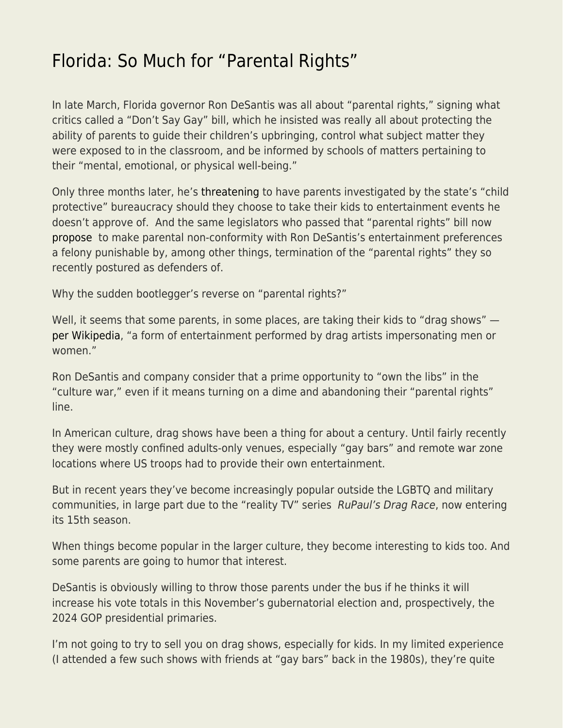# Florida: So Much for "Parental Rights"

In late March, Florida governor Ron DeSantis was all about "parental rights," signing what critics called a "Don't Say Gay" bill, which he insisted was really all about protecting the ability of parents to guide their children's upbringing, control what subject matter they were exposed to in the classroom, and be informed by schools of matters pertaining to their "mental, emotional, or physical well-being."

Only three months later, he's threatening to have parents investigated by the state's "child protective" bureaucracy should they choose to take their kids to entertainment events he doesn't approve of. And the same legislators who passed that "parental rights" bill now propose to make parental non-conformity with Ron DeSantis's entertainment preferences a felony punishable by, among other things, termination of the "parental rights" they so recently postured as defenders of.

Why the sudden bootlegger's reverse on "parental rights?"

Well, it seems that some parents, in some places, are taking their kids to "drag shows" — per Wikipedia, "a form of entertainment performed by drag artists impersonating men or women."

Ron DeSantis and company consider that a prime opportunity to "own the libs" in the "culture war," even if it means turning on a dime and abandoning their "parental rights" line.

In American culture, drag shows have been a thing for about a century. Until fairly recently they were mostly confined adults-only venues, especially "gay bars" and remote war zone locations where US troops had to provide their own entertainment.

But in recent years they've become increasingly popular outside the LGBTQ and military communities, in large part due to the "reality TV" series *RuPaul's Drag Race*, now entering its 15th season.

When things become popular in the larger culture, they become interesting to kids too. And some parents are going to humor that interest.

DeSantis is obviously willing to throw those parents under the bus if he thinks it will increase his vote totals in this November's gubernatorial election and, prospectively, the 2024 GOP presidential primaries.

I'm not going to try to sell you on drag shows, especially for kids. In my limited experience (I attended a few such shows with friends at "gay bars" back in the 1980s), they're quite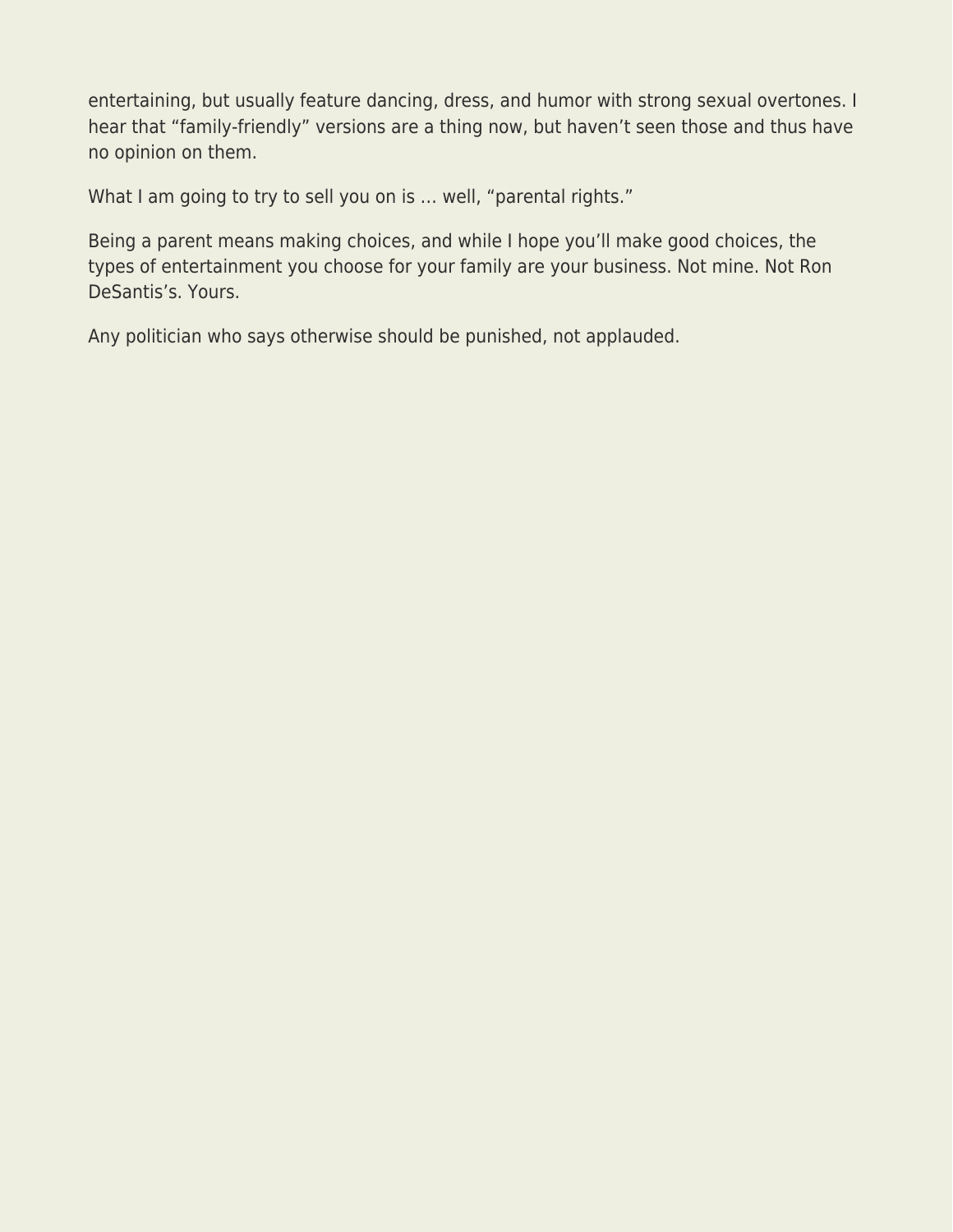entertaining, but usually feature dancing, dress, and humor with strong sexual overtones. I hear that “family-friendly” versions are a thing now, but haven’t seen those and thus have no opinion on them.

What I am going to try to sell you on is … well, “parental rights.”

Being a parent means making choices, and while I hope you’ll make good choices, the types of entertainment you choose for your family are your business. Not mine. Not Ron DeSantis’s. Yours.

Any politician who says otherwise should be punished, not applauded.